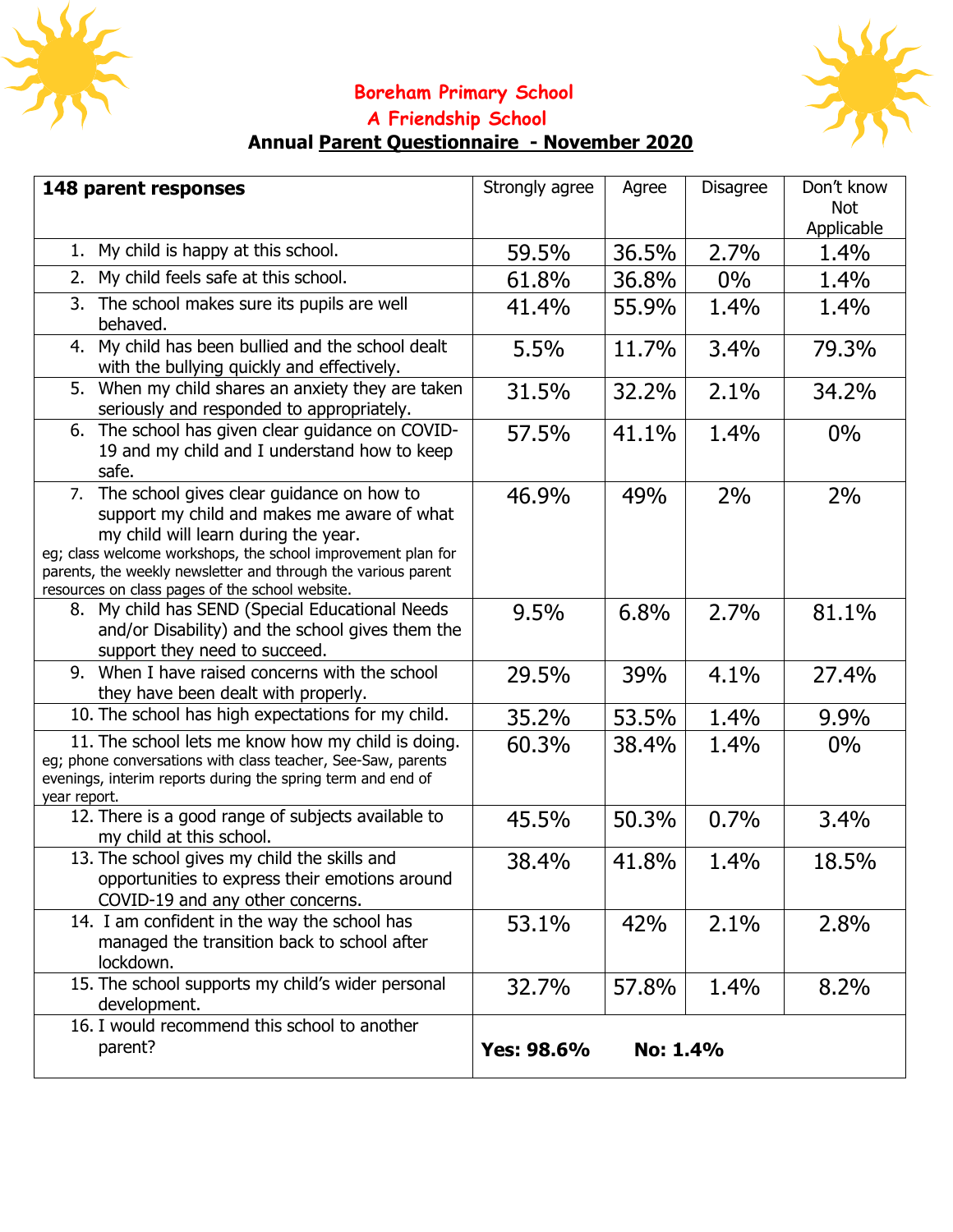# Boreham Primary School

## A Friendship School

### Annual Parent Questionnaire - November 2020

| 148 parent responses | Strongly agree | Agree | Disagree | Don't know Not Applicable |
|---|---|---|---|---|
| 1. My child is happy at this school. | 59.5% | 36.5% | 2.7% | 1.4% |
| 2. My child feels safe at this school. | 61.8% | 36.8% | 0% | 1.4% |
| 3. The school makes sure its pupils are well behaved. | 41.4% | 55.9% | 1.4% | 1.4% |
| 4. My child has been bullied and the school dealt with the bullying quickly and effectively. | 5.5% | 11.7% | 3.4% | 79.3% |
| 5. When my child shares an anxiety they are taken seriously and responded to appropriately. | 31.5% | 32.2% | 2.1% | 34.2% |
| 6. The school has given clear guidance on COVID-19 and my child and I understand how to keep safe. | 57.5% | 41.1% | 1.4% | 0% |
| 7. The school gives clear guidance on how to support my child and makes me aware of what my child will learn during the year. eg; class welcome workshops, the school improvement plan for parents, the weekly newsletter and through the various parent resources on class pages of the school website. | 46.9% | 49% | 2% | 2% |
| 8. My child has SEND (Special Educational Needs and/or Disability) and the school gives them the support they need to succeed. | 9.5% | 6.8% | 2.7% | 81.1% |
| 9. When I have raised concerns with the school they have been dealt with properly. | 29.5% | 39% | 4.1% | 27.4% |
| 10. The school has high expectations for my child. | 35.2% | 53.5% | 1.4% | 9.9% |
| 11. The school lets me know how my child is doing. eg; phone conversations with class teacher, See-Saw, parents evenings, interim reports during the spring term and end of year report. | 60.3% | 38.4% | 1.4% | 0% |
| 12. There is a good range of subjects available to my child at this school. | 45.5% | 50.3% | 0.7% | 3.4% |
| 13. The school gives my child the skills and opportunities to express their emotions around COVID-19 and any other concerns. | 38.4% | 41.8% | 1.4% | 18.5% |
| 14. I am confident in the way the school has managed the transition back to school after lockdown. | 53.1% | 42% | 2.1% | 2.8% |
| 15. The school supports my child's wider personal development. | 32.7% | 57.8% | 1.4% | 8.2% |
| 16. I would recommend this school to another parent? | **Yes: 98.6%** | **No: 1.4%** | | |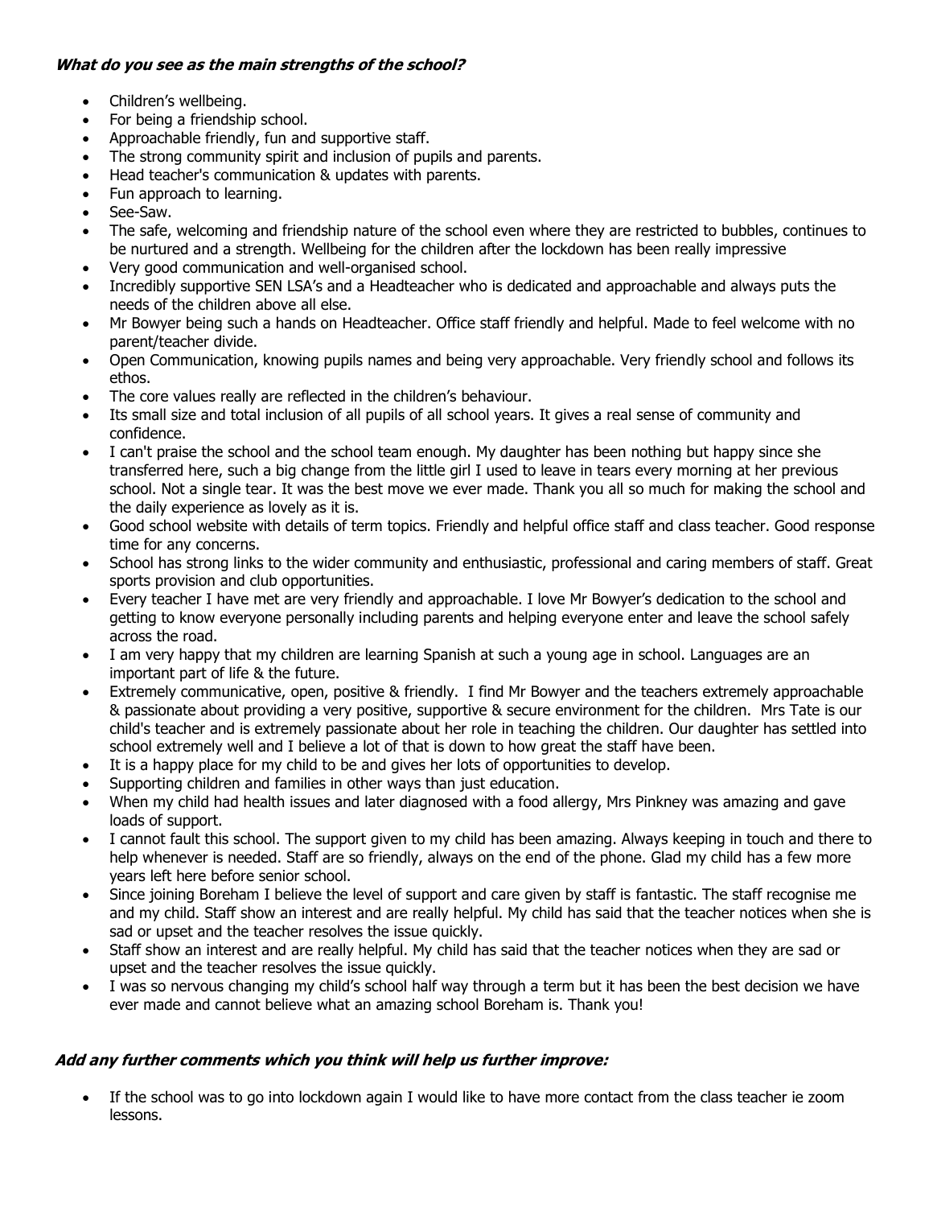***What do you see as the main strengths of the school?***

- Children's wellbeing.
- For being a friendship school.
- Approachable friendly, fun and supportive staff.
- The strong community spirit and inclusion of pupils and parents.
- Head teacher's communication & updates with parents.
- Fun approach to learning.
- See-Saw.
- The safe, welcoming and friendship nature of the school even where they are restricted to bubbles, continues to be nurtured and a strength. Wellbeing for the children after the lockdown has been really impressive
- Very good communication and well-organised school.
- Incredibly supportive SEN LSA's and a Headteacher who is dedicated and approachable and always puts the needs of the children above all else.
- Mr Bowyer being such a hands on Headteacher. Office staff friendly and helpful. Made to feel welcome with no parent/teacher divide.
- Open Communication, knowing pupils names and being very approachable. Very friendly school and follows its ethos.
- The core values really are reflected in the children's behaviour.
- Its small size and total inclusion of all pupils of all school years. It gives a real sense of community and confidence.
- I can't praise the school and the school team enough. My daughter has been nothing but happy since she transferred here, such a big change from the little girl I used to leave in tears every morning at her previous school. Not a single tear. It was the best move we ever made. Thank you all so much for making the school and the daily experience as lovely as it is.
- Good school website with details of term topics. Friendly and helpful office staff and class teacher. Good response time for any concerns.
- School has strong links to the wider community and enthusiastic, professional and caring members of staff. Great sports provision and club opportunities.
- Every teacher I have met are very friendly and approachable. I love Mr Bowyer's dedication to the school and getting to know everyone personally including parents and helping everyone enter and leave the school safely across the road.
- I am very happy that my children are learning Spanish at such a young age in school. Languages are an important part of life & the future.
- Extremely communicative, open, positive & friendly. I find Mr Bowyer and the teachers extremely approachable & passionate about providing a very positive, supportive & secure environment for the children. Mrs Tate is our child's teacher and is extremely passionate about her role in teaching the children. Our daughter has settled into school extremely well and I believe a lot of that is down to how great the staff have been.
- It is a happy place for my child to be and gives her lots of opportunities to develop.
- Supporting children and families in other ways than just education.
- When my child had health issues and later diagnosed with a food allergy, Mrs Pinkney was amazing and gave loads of support.
- I cannot fault this school. The support given to my child has been amazing. Always keeping in touch and there to help whenever is needed. Staff are so friendly, always on the end of the phone. Glad my child has a few more years left here before senior school.
- Since joining Boreham I believe the level of support and care given by staff is fantastic. The staff recognise me and my child. Staff show an interest and are really helpful. My child has said that the teacher notices when she is sad or upset and the teacher resolves the issue quickly.
- Staff show an interest and are really helpful. My child has said that the teacher notices when they are sad or upset and the teacher resolves the issue quickly.
- I was so nervous changing my child's school half way through a term but it has been the best decision we have ever made and cannot believe what an amazing school Boreham is. Thank you!

***Add any further comments which you think will help us further improve:***

- If the school was to go into lockdown again I would like to have more contact from the class teacher ie zoom lessons.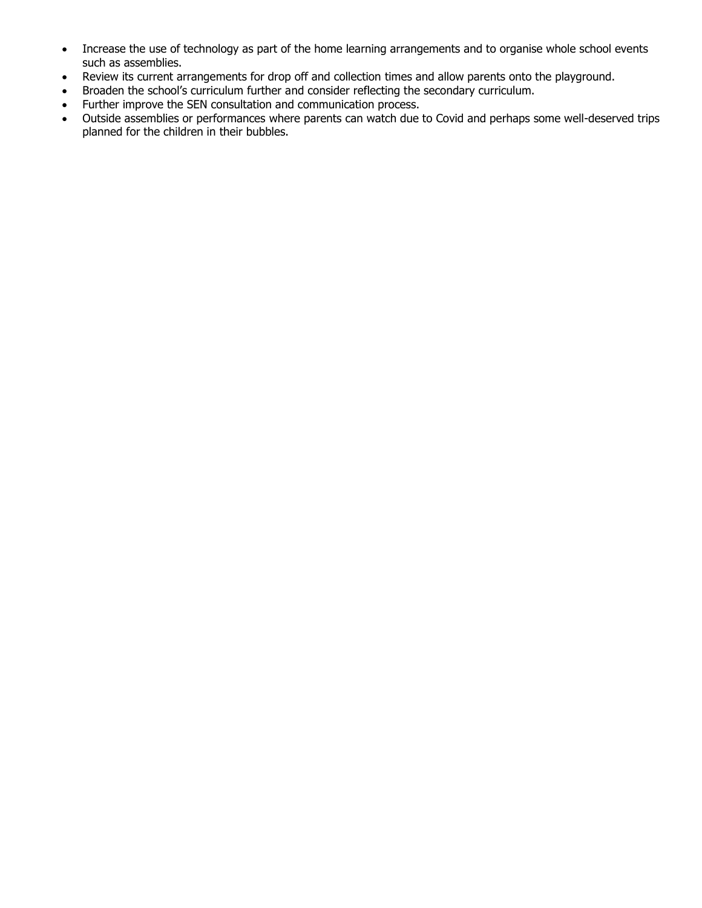- Increase the use of technology as part of the home learning arrangements and to organise whole school events such as assemblies.
- Review its current arrangements for drop off and collection times and allow parents onto the playground.
- Broaden the school's curriculum further and consider reflecting the secondary curriculum.
- Further improve the SEN consultation and communication process.
- Outside assemblies or performances where parents can watch due to Covid and perhaps some well-deserved trips planned for the children in their bubbles.